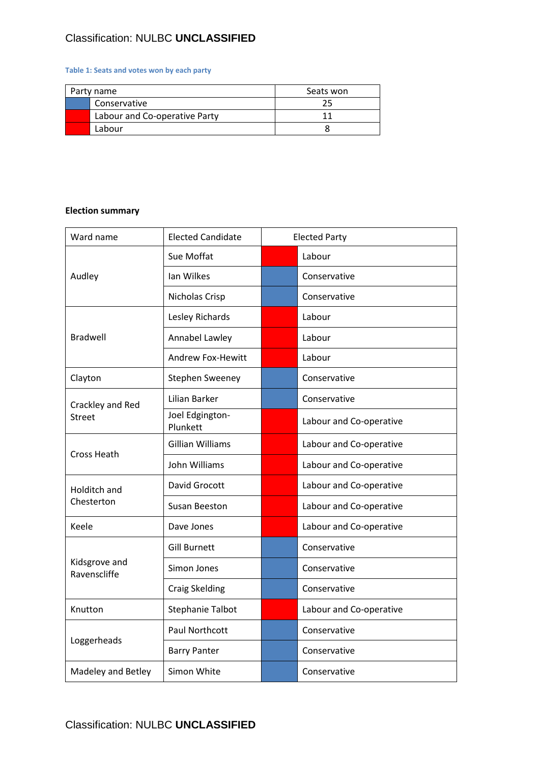**Table 1: Seats and votes won by each party**

| Party name | | Seats won |
|---|---|---|
| | Conservative | 25 |
| | Labour and Co-operative Party | 11 |
| | Labour | 8 |

**Election summary**

| Ward name | Elected Candidate | | Elected Party |
|---|---|---|---|
| Audley | Sue Moffat | | Labour |
| | Ian Wilkes | | Conservative |
| | Nicholas Crisp | | Conservative |
| Bradwell | Lesley Richards | | Labour |
| | Annabel Lawley | | Labour |
| | Andrew Fox-Hewitt | | Labour |
| Clayton | Stephen Sweeney | | Conservative |
| Crackley and Red Street | Lilian Barker | | Conservative |
| | Joel Edgington-Plunkett | | Labour and Co-operative |
| Cross Heath | Gillian Williams | | Labour and Co-operative |
| | John Williams | | Labour and Co-operative |
| Holditch and Chesterton | David Grocott | | Labour and Co-operative |
| | Susan Beeston | | Labour and Co-operative |
| Keele | Dave Jones | | Labour and Co-operative |
| Kidsgrove and Ravenscliffe | Gill Burnett | | Conservative |
| | Simon Jones | | Conservative |
| | Craig Skelding | | Conservative |
| Knutton | Stephanie Talbot | | Labour and Co-operative |
| Loggerheads | Paul Northcott | | Conservative |
| | Barry Panter | | Conservative |
| Madeley and Betley | Simon White | | Conservative |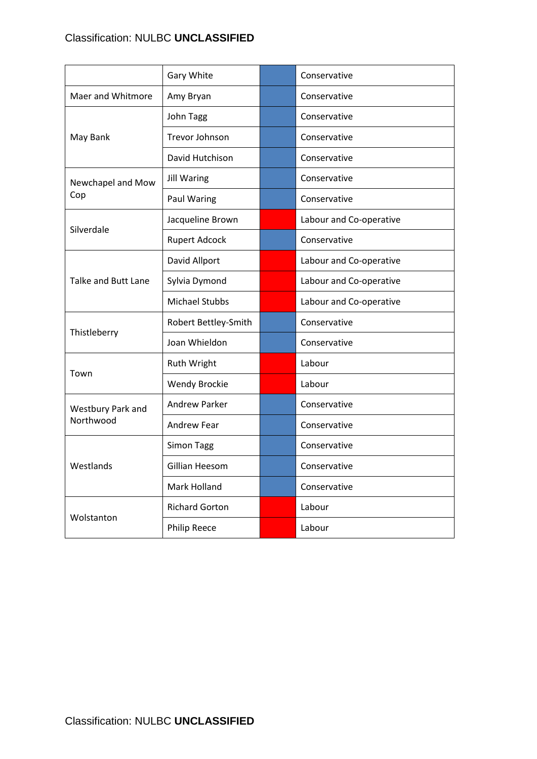| | | | |
|---|---|---|---|
| | Gary White | | Conservative |
| Maer and Whitmore | Amy Bryan | | Conservative |
| May Bank | John Tagg | | Conservative |
| | Trevor Johnson | | Conservative |
| | David Hutchison | | Conservative |
| Newchapel and Mow Cop | Jill Waring | | Conservative |
| | Paul Waring | | Conservative |
| Silverdale | Jacqueline Brown | | Labour and Co-operative |
| | Rupert Adcock | | Conservative |
| Talke and Butt Lane | David Allport | | Labour and Co-operative |
| | Sylvia Dymond | | Labour and Co-operative |
| | Michael Stubbs | | Labour and Co-operative |
| Thistleberry | Robert Bettley-Smith | | Conservative |
| | Joan Whieldon | | Conservative |
| Town | Ruth Wright | | Labour |
| | Wendy Brockie | | Labour |
| Westbury Park and Northwood | Andrew Parker | | Conservative |
| | Andrew Fear | | Conservative |
| Westlands | Simon Tagg | | Conservative |
| | Gillian Heesom | | Conservative |
| | Mark Holland | | Conservative |
| Wolstanton | Richard Gorton | | Labour |
| | Philip Reece | | Labour |